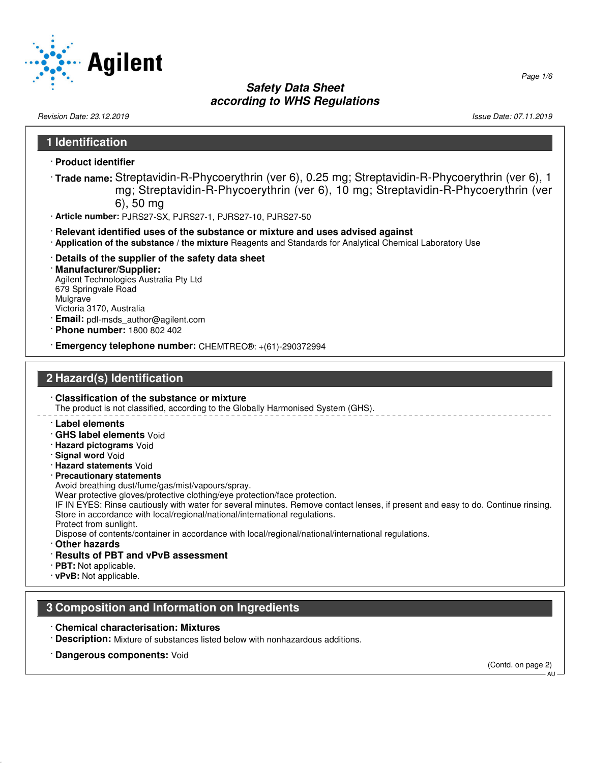# Safety Data Sheet
# according to WHS Regulations

*Revision Date: 23.12.2019* *Issue Date: 07.11.2019*

## 1 Identification

· **Product identifier**

· **Trade name:** Streptavidin-R-Phycoerythrin (ver 6), 0.25 mg; Streptavidin-R-Phycoerythrin (ver 6), 1 mg; Streptavidin-R-Phycoerythrin (ver 6), 10 mg; Streptavidin-R-Phycoerythrin (ver 6), 50 mg

· **Article number:** PJRS27-SX, PJRS27-1, PJRS27-10, PJRS27-50

· **Relevant identified uses of the substance or mixture and uses advised against**

· **Application of the substance / the mixture** Reagents and Standards for Analytical Chemical Laboratory Use

· **Details of the supplier of the safety data sheet**

· **Manufacturer/Supplier:**
Agilent Technologies Australia Pty Ltd
679 Springvale Road
Mulgrave
Victoria 3170, Australia

· **Email:** pdl-msds_author@agilent.com

· **Phone number:** 1800 802 402

· **Emergency telephone number:** CHEMTREC®: +(61)-290372994

## 2 Hazard(s) Identification

· **Classification of the substance or mixture**
The product is not classified, according to the Globally Harmonised System (GHS).

· **Label elements**
· **GHS label elements** Void
· **Hazard pictograms** Void
· **Signal word** Void
· **Hazard statements** Void
· **Precautionary statements**
Avoid breathing dust/fume/gas/mist/vapours/spray.
Wear protective gloves/protective clothing/eye protection/face protection.
IF IN EYES: Rinse cautiously with water for several minutes. Remove contact lenses, if present and easy to do. Continue rinsing.
Store in accordance with local/regional/national/international regulations.
Protect from sunlight.
Dispose of contents/container in accordance with local/regional/national/international regulations.
· **Other hazards**
· **Results of PBT and vPvB assessment**
· **PBT:** Not applicable.
· **vPvB:** Not applicable.

## 3 Composition and Information on Ingredients

· **Chemical characterisation: Mixtures**
· **Description:** Mixture of substances listed below with nonhazardous additions.

· **Dangerous components:** Void

(Contd. on page 2)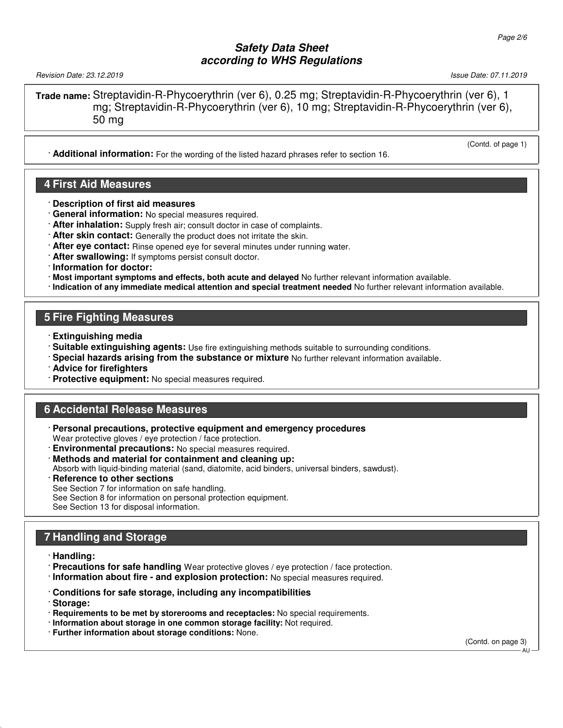**Trade name:** Streptavidin-R-Phycoerythrin (ver 6), 0.25 mg; Streptavidin-R-Phycoerythrin (ver 6), 1 mg; Streptavidin-R-Phycoerythrin (ver 6), 10 mg; Streptavidin-R-Phycoerythrin (ver 6), 50 mg

(Contd. of page 1)

· **Additional information:** For the wording of the listed hazard phrases refer to section 16.

## 4 First Aid Measures

· **Description of first aid measures**
· **General information:** No special measures required.
· **After inhalation:** Supply fresh air; consult doctor in case of complaints.
· **After skin contact:** Generally the product does not irritate the skin.
· **After eye contact:** Rinse opened eye for several minutes under running water.
· **After swallowing:** If symptoms persist consult doctor.
· **Information for doctor:**
· **Most important symptoms and effects, both acute and delayed** No further relevant information available.
· **Indication of any immediate medical attention and special treatment needed** No further relevant information available.

## 5 Fire Fighting Measures

· **Extinguishing media**
· **Suitable extinguishing agents:** Use fire extinguishing methods suitable to surrounding conditions.
· **Special hazards arising from the substance or mixture** No further relevant information available.
· **Advice for firefighters**
· **Protective equipment:** No special measures required.

## 6 Accidental Release Measures

· **Personal precautions, protective equipment and emergency procedures**
Wear protective gloves / eye protection / face protection.
· **Environmental precautions:** No special measures required.
· **Methods and material for containment and cleaning up:**
Absorb with liquid-binding material (sand, diatomite, acid binders, universal binders, sawdust).
· **Reference to other sections**
See Section 7 for information on safe handling.
See Section 8 for information on personal protection equipment.
See Section 13 for disposal information.

## 7 Handling and Storage

· **Handling:**
· **Precautions for safe handling** Wear protective gloves / eye protection / face protection.
· **Information about fire - and explosion protection:** No special measures required.

· **Conditions for safe storage, including any incompatibilities**
· **Storage:**
· **Requirements to be met by storerooms and receptacles:** No special requirements.
· **Information about storage in one common storage facility:** Not required.
· **Further information about storage conditions:** None.

(Contd. on page 3)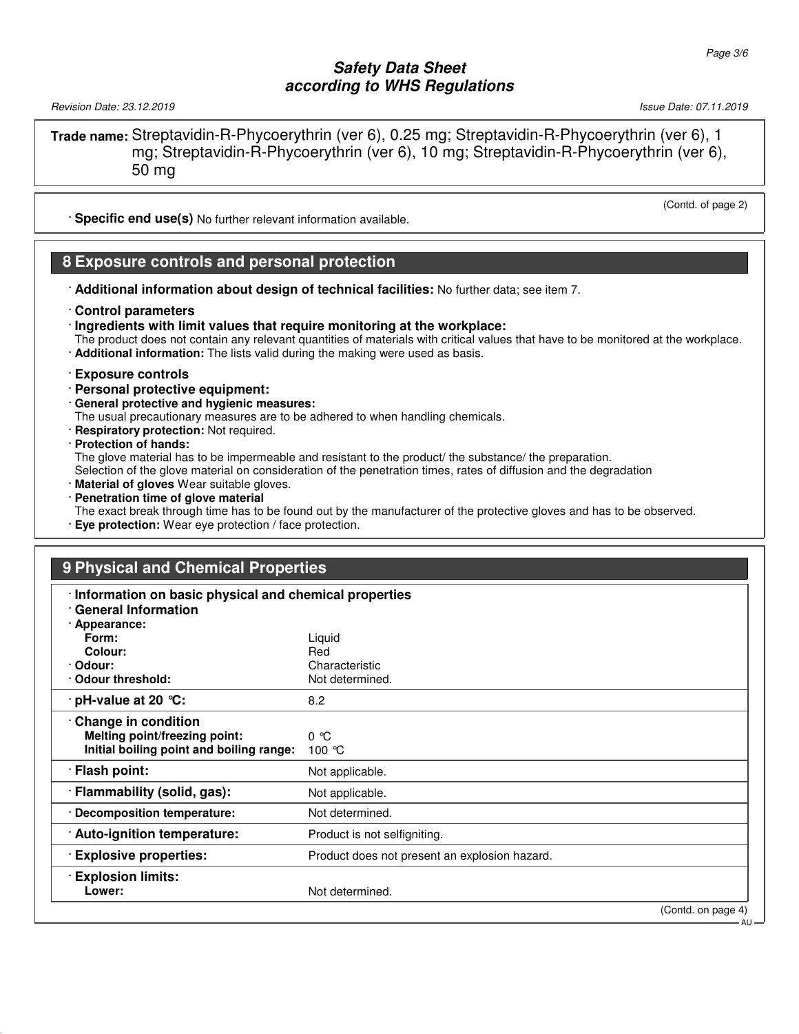**Trade name:** Streptavidin-R-Phycoerythrin (ver 6), 0.25 mg; Streptavidin-R-Phycoerythrin (ver 6), 1 mg; Streptavidin-R-Phycoerythrin (ver 6), 10 mg; Streptavidin-R-Phycoerythrin (ver 6), 50 mg

(Contd. of page 2)

· **Specific end use(s)** No further relevant information available.

## 8 Exposure controls and personal protection

· **Additional information about design of technical facilities:** No further data; see item 7.

· **Control parameters**
· **Ingredients with limit values that require monitoring at the workplace:**
The product does not contain any relevant quantities of materials with critical values that have to be monitored at the workplace.
· **Additional information:** The lists valid during the making were used as basis.

· **Exposure controls**
· **Personal protective equipment:**
· **General protective and hygienic measures:**
The usual precautionary measures are to be adhered to when handling chemicals.
· **Respiratory protection:** Not required.
· **Protection of hands:**
The glove material has to be impermeable and resistant to the product/ the substance/ the preparation.
Selection of the glove material on consideration of the penetration times, rates of diffusion and the degradation
· **Material of gloves** Wear suitable gloves.
· **Penetration time of glove material**
The exact break through time has to be found out by the manufacturer of the protective gloves and has to be observed.
· **Eye protection:** Wear eye protection / face protection.

## 9 Physical and Chemical Properties

| · **Information on basic physical and chemical properties** | |
|---|---|
| · **General Information** | |
| · **Appearance:** | |
| **Form:** | Liquid |
| **Colour:** | Red |
| · **Odour:** | Characteristic |
| · **Odour threshold:** | Not determined. |
| · **pH-value at 20 °C:** | 8.2 |
| · **Change in condition** | |
| **Melting point/freezing point:** | 0 °C |
| **Initial boiling point and boiling range:** | 100 °C |
| · **Flash point:** | Not applicable. |
| · **Flammability (solid, gas):** | Not applicable. |
| · **Decomposition temperature:** | Not determined. |
| · **Auto-ignition temperature:** | Product is not selfigniting. |
| · **Explosive properties:** | Product does not present an explosion hazard. |
| · **Explosion limits:** | |
| **Lower:** | Not determined. |

(Contd. on page 4)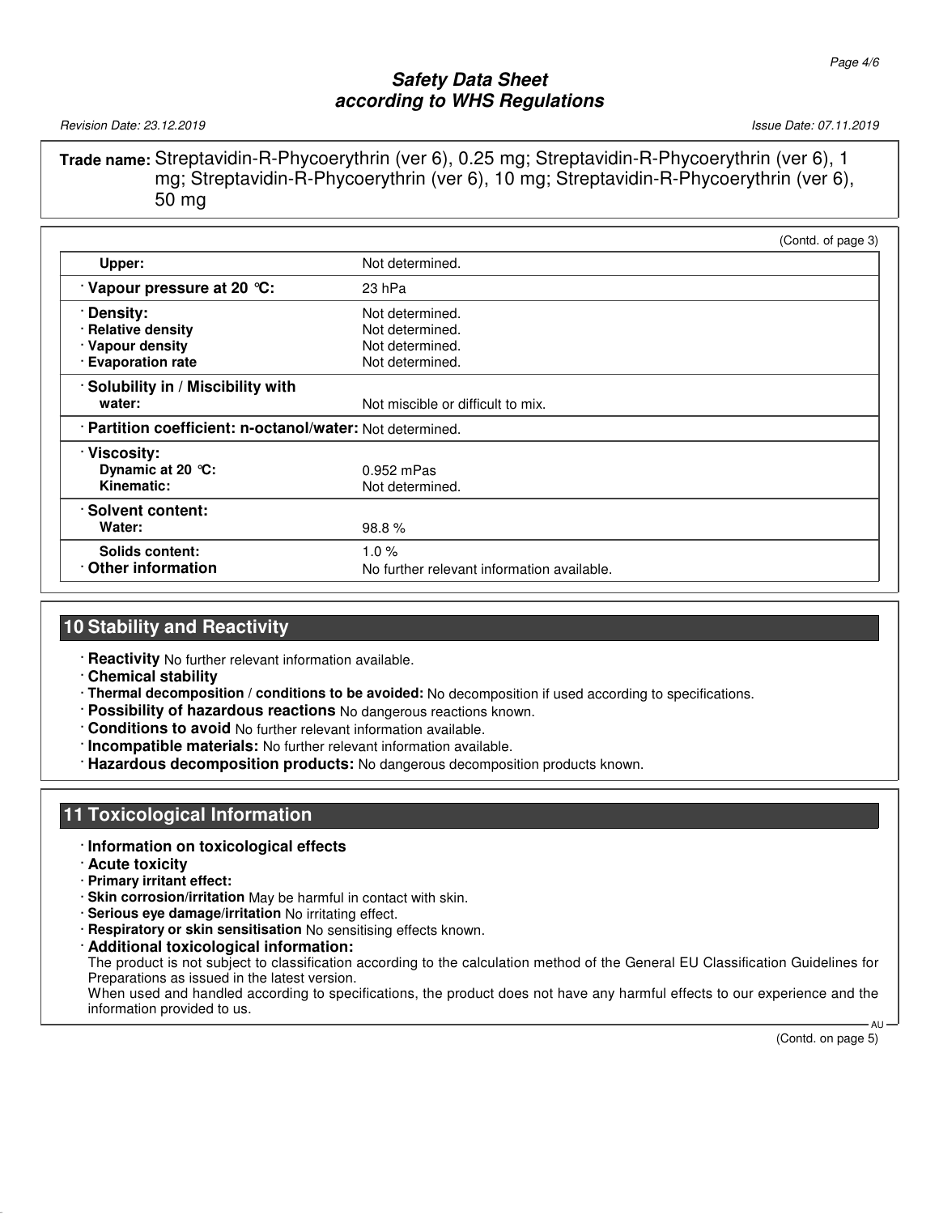**Trade name:** Streptavidin-R-Phycoerythrin (ver 6), 0.25 mg; Streptavidin-R-Phycoerythrin (ver 6), 1 mg; Streptavidin-R-Phycoerythrin (ver 6), 10 mg; Streptavidin-R-Phycoerythrin (ver 6), 50 mg

(Contd. of page 3)

| | |
|---|---|
| **Upper:** | Not determined. |
| · **Vapour pressure at 20 °C:** | 23 hPa |
| · **Density:** | Not determined. |
| · **Relative density** | Not determined. |
| · **Vapour density** | Not determined. |
| · **Evaporation rate** | Not determined. |
| · **Solubility in / Miscibility with water:** | Not miscible or difficult to mix. |
| · **Partition coefficient: n-octanol/water:** | Not determined. |
| · **Viscosity:** | |
| **Dynamic at 20 °C:** | 0.952 mPas |
| **Kinematic:** | Not determined. |
| · **Solvent content:** | |
| **Water:** | 98.8 % |
| **Solids content:** | 1.0 % |
| · **Other information** | No further relevant information available. |

## 10 Stability and Reactivity

· **Reactivity** No further relevant information available.
· **Chemical stability**
· **Thermal decomposition / conditions to be avoided:** No decomposition if used according to specifications.
· **Possibility of hazardous reactions** No dangerous reactions known.
· **Conditions to avoid** No further relevant information available.
· **Incompatible materials:** No further relevant information available.
· **Hazardous decomposition products:** No dangerous decomposition products known.

## 11 Toxicological Information

· **Information on toxicological effects**
· **Acute toxicity**
· **Primary irritant effect:**
· **Skin corrosion/irritation** May be harmful in contact with skin.
· **Serious eye damage/irritation** No irritating effect.
· **Respiratory or skin sensitisation** No sensitising effects known.
· **Additional toxicological information:**
The product is not subject to classification according to the calculation method of the General EU Classification Guidelines for Preparations as issued in the latest version.
When used and handled according to specifications, the product does not have any harmful effects to our experience and the information provided to us.

(Contd. on page 5)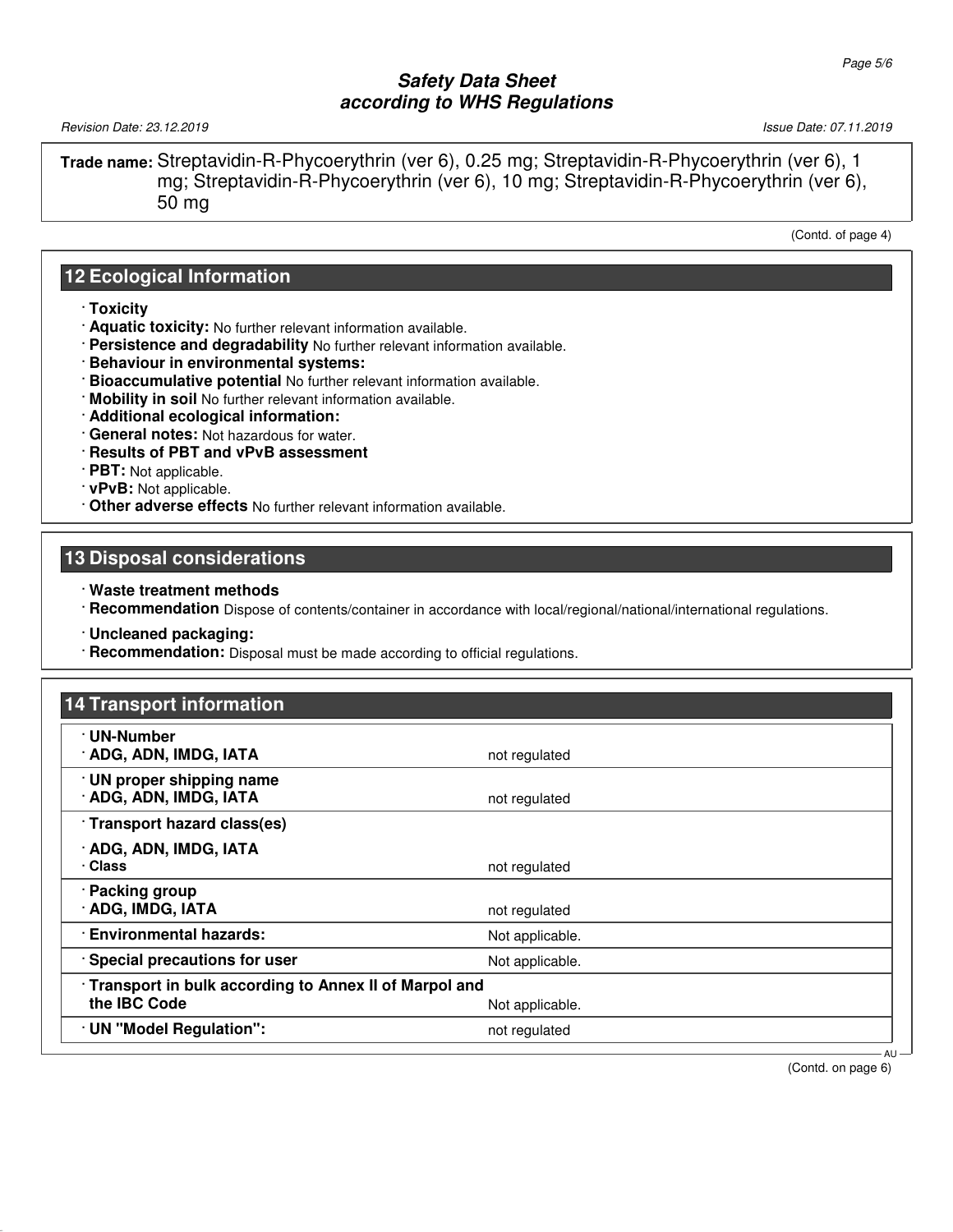**Trade name:** Streptavidin-R-Phycoerythrin (ver 6), 0.25 mg; Streptavidin-R-Phycoerythrin (ver 6), 1 mg; Streptavidin-R-Phycoerythrin (ver 6), 10 mg; Streptavidin-R-Phycoerythrin (ver 6), 50 mg

(Contd. of page 4)

## 12 Ecological Information

- **Toxicity**
- **Aquatic toxicity:** No further relevant information available.
- **Persistence and degradability** No further relevant information available.
- **Behaviour in environmental systems:**
- **Bioaccumulative potential** No further relevant information available.
- **Mobility in soil** No further relevant information available.
- **Additional ecological information:**
- **General notes:** Not hazardous for water.
- **Results of PBT and vPvB assessment**
- **PBT:** Not applicable.
- **vPvB:** Not applicable.
- **Other adverse effects** No further relevant information available.

## 13 Disposal considerations

- **Waste treatment methods**
- **Recommendation** Dispose of contents/container in accordance with local/regional/national/international regulations.
- **Uncleaned packaging:**
- **Recommendation:** Disposal must be made according to official regulations.

## 14 Transport information

| | |
|---|---|
| **UN-Number** | |
| **ADG, ADN, IMDG, IATA** | not regulated |
| **UN proper shipping name** | |
| **ADG, ADN, IMDG, IATA** | not regulated |
| **Transport hazard class(es)** | |
| **ADG, ADN, IMDG, IATA** | |
| **Class** | not regulated |
| **Packing group** | |
| **ADG, IMDG, IATA** | not regulated |
| **Environmental hazards:** | Not applicable. |
| **Special precautions for user** | Not applicable. |
| **Transport in bulk according to Annex II of Marpol and the IBC Code** | Not applicable. |
| **UN "Model Regulation":** | not regulated |

(Contd. on page 6)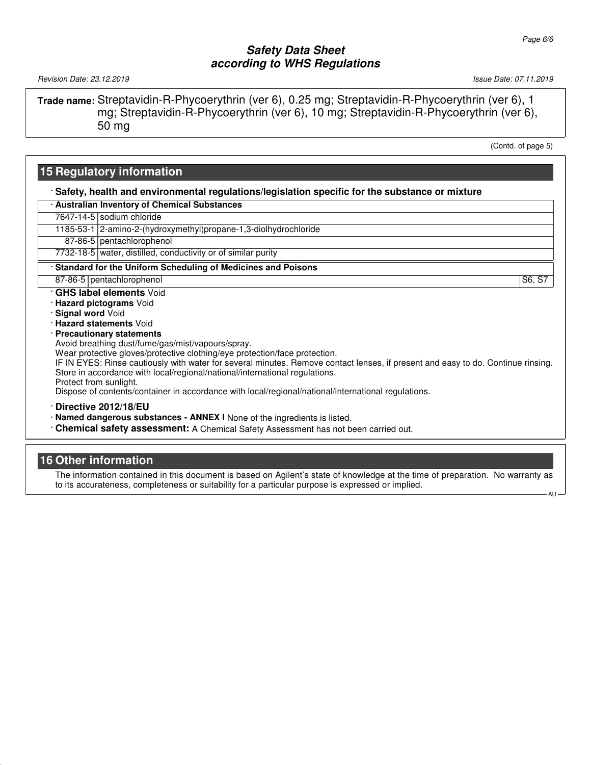**Trade name:** Streptavidin-R-Phycoerythrin (ver 6), 0.25 mg; Streptavidin-R-Phycoerythrin (ver 6), 1 mg; Streptavidin-R-Phycoerythrin (ver 6), 10 mg; Streptavidin-R-Phycoerythrin (ver 6), 50 mg

(Contd. of page 5)

## 15 Regulatory information

· **Safety, health and environmental regulations/legislation specific for the substance or mixture**

· **Australian Inventory of Chemical Substances**

| | |
|---|---|
| 7647-14-5 | sodium chloride |
| 1185-53-1 | 2-amino-2-(hydroxymethyl)propane-1,3-diolhydrochloride |
| 87-86-5 | pentachlorophenol |
| 7732-18-5 | water, distilled, conductivity or of similar purity |

· **Standard for the Uniform Scheduling of Medicines and Poisons**

| | | |
|---|---|---|
| 87-86-5 | pentachlorophenol | S6, S7 |

· **GHS label elements** Void
· **Hazard pictograms** Void
· **Signal word** Void
· **Hazard statements** Void
· **Precautionary statements**
Avoid breathing dust/fume/gas/mist/vapours/spray.
Wear protective gloves/protective clothing/eye protection/face protection.
IF IN EYES: Rinse cautiously with water for several minutes. Remove contact lenses, if present and easy to do. Continue rinsing.
Store in accordance with local/regional/national/international regulations.
Protect from sunlight.
Dispose of contents/container in accordance with local/regional/national/international regulations.

· **Directive 2012/18/EU**
· **Named dangerous substances - ANNEX I** None of the ingredients is listed.
· **Chemical safety assessment:** A Chemical Safety Assessment has not been carried out.

## 16 Other information

The information contained in this document is based on Agilent's state of knowledge at the time of preparation. No warranty as to its accurateness, completeness or suitability for a particular purpose is expressed or implied.